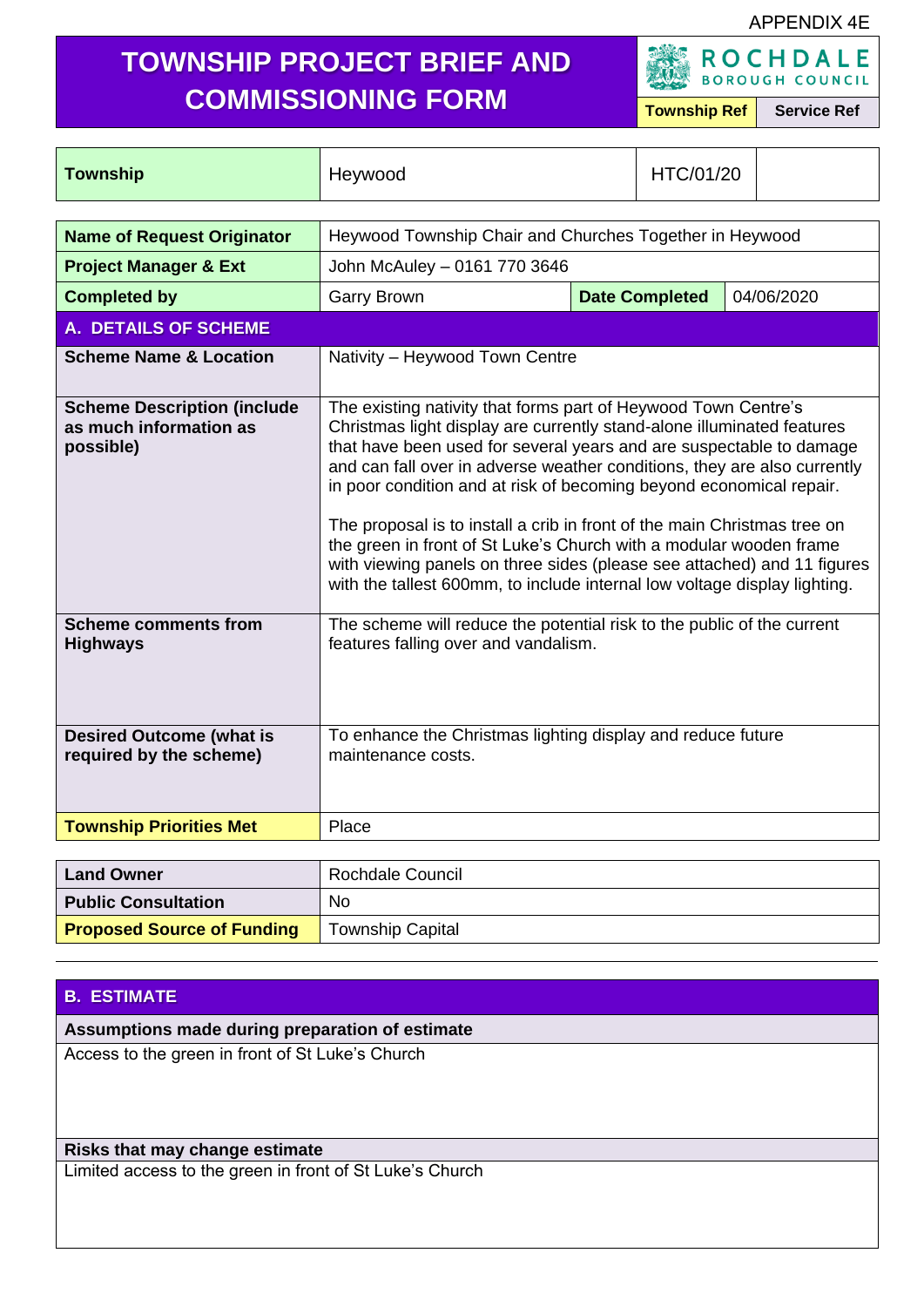APPENDIX 4E

# TOWNSHIP PROJECT BRIEF AND COMMISSIONING FORM

ROCHDALE BOROUGH COUNCIL

| Township | Heywood | Township Ref | Service Ref |
|---|---|---|---|
| | | HTC/01/20 | |

| | |
|---|---|
| **Name of Request Originator** | Heywood Township Chair and Churches Together in Heywood |
| **Project Manager & Ext** | John McAuley – 0161 770 3646 |
| **Completed by** | Garry Brown — **Date Completed:** 04/06/2020 |

## A. DETAILS OF SCHEME

| | |
|---|---|
| **Scheme Name & Location** | Nativity – Heywood Town Centre |
| **Scheme Description (include as much information as possible)** | The existing nativity that forms part of Heywood Town Centre's Christmas light display are currently stand-alone illuminated features that have been used for several years and are suspectable to damage and can fall over in adverse weather conditions, they are also currently in poor condition and at risk of becoming beyond economical repair.<br><br>The proposal is to install a crib in front of the main Christmas tree on the green in front of St Luke's Church with a modular wooden frame with viewing panels on three sides (please see attached) and 11 figures with the tallest 600mm, to include internal low voltage display lighting. |
| **Scheme comments from Highways** | The scheme will reduce the potential risk to the public of the current features falling over and vandalism. |
| **Desired Outcome (what is required by the scheme)** | To enhance the Christmas lighting display and reduce future maintenance costs. |
| **Township Priorities Met** | Place |

| | |
|---|---|
| **Land Owner** | Rochdale Council |
| **Public Consultation** | No |
| **Proposed Source of Funding** | Township Capital |

## B. ESTIMATE

**Assumptions made during preparation of estimate**

Access to the green in front of St Luke's Church

**Risks that may change estimate**

Limited access to the green in front of St Luke's Church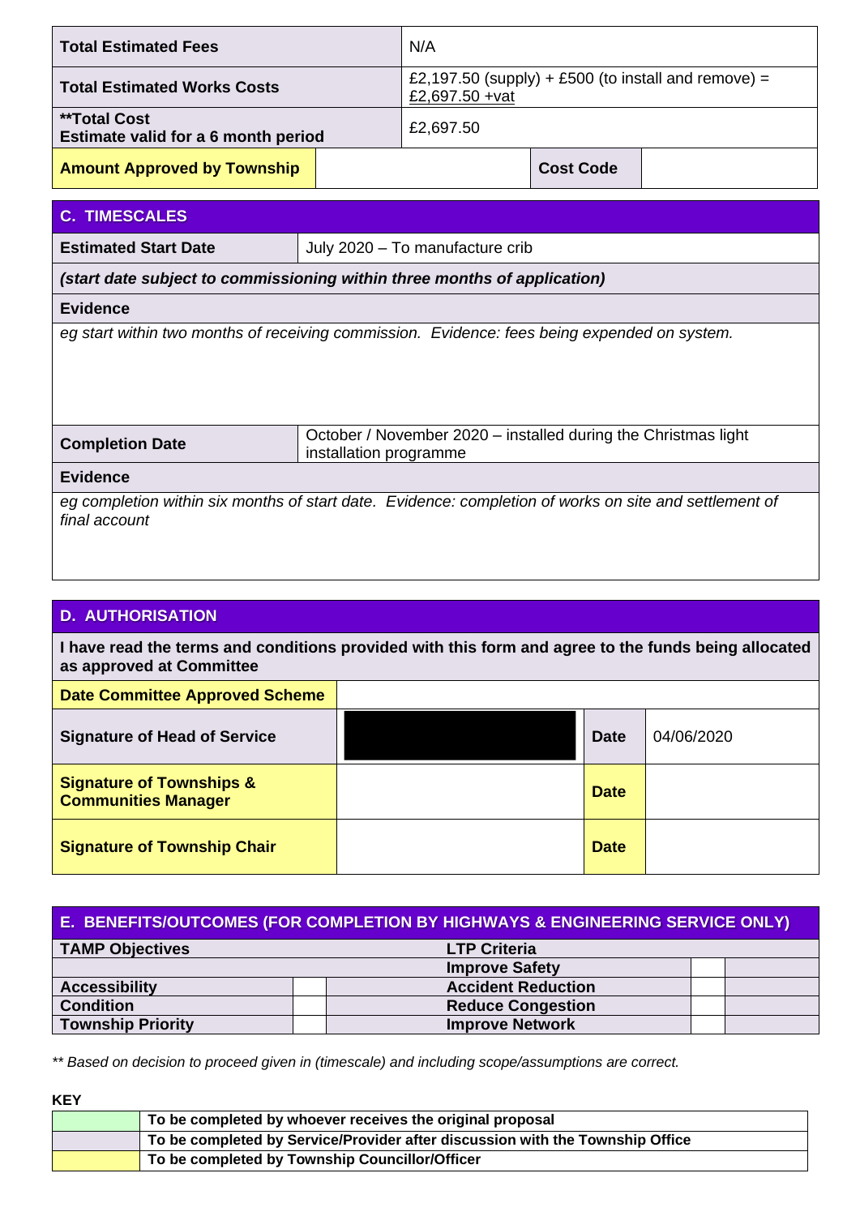| **Total Estimated Fees** | N/A | | |
|---|---|---|---|
| **Total Estimated Works Costs** | £2,197.50 (supply) + £500 (to install and remove) = £2,697.50 +vat | | |
| **\*\*Total Cost**<br>**Estimate valid for a 6 month period** | £2,697.50 | | |
| **Amount Approved by Township** | | **Cost Code** | |

## C. TIMESCALES

| **Estimated Start Date** | July 2020 – To manufacture crib |
|---|---|
| ***(start date subject to commissioning within three months of application)*** | |
| **Evidence** | |
| *eg start within two months of receiving commission. Evidence: fees being expended on system.* | |
| **Completion Date** | October / November 2020 – installed during the Christmas light installation programme |
| **Evidence** | |
| *eg completion within six months of start date. Evidence: completion of works on site and settlement of final account* | |

## D. AUTHORISATION

**I have read the terms and conditions provided with this form and agree to the funds being allocated as approved at Committee**

| **Date Committee Approved Scheme** | | | |
|---|---|---|---|
| **Signature of Head of Service** | | **Date** | 04/06/2020 |
| **Signature of Townships & Communities Manager** | | **Date** | |
| **Signature of Township Chair** | | **Date** | |

## E. BENEFITS/OUTCOMES (FOR COMPLETION BY HIGHWAYS & ENGINEERING SERVICE ONLY)

| **TAMP Objectives** | | **LTP Criteria** | | |
|---|---|---|---|---|
| | | **Improve Safety** | | |
| **Accessibility** | | **Accident Reduction** | | |
| **Condition** | | **Reduce Congestion** | | |
| **Township Priority** | | **Improve Network** | | |

*\*\* Based on decision to proceed given in (timescale) and including scope/assumptions are correct.*

**KEY**

| | |
|---|---|
| | **To be completed by whoever receives the original proposal** |
| | **To be completed by Service/Provider after discussion with the Township Office** |
| | **To be completed by Township Councillor/Officer** |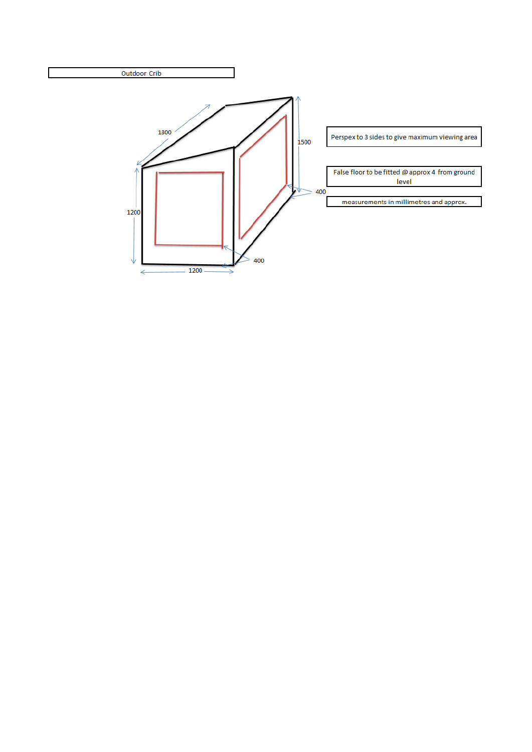Outdoor Crib

1800

1500

1200

400

400

1200

Perspex to 3 sides to give maximum viewing area

False floor to be fitted @ approx 4 from ground level

measurements in millimetres and approx.